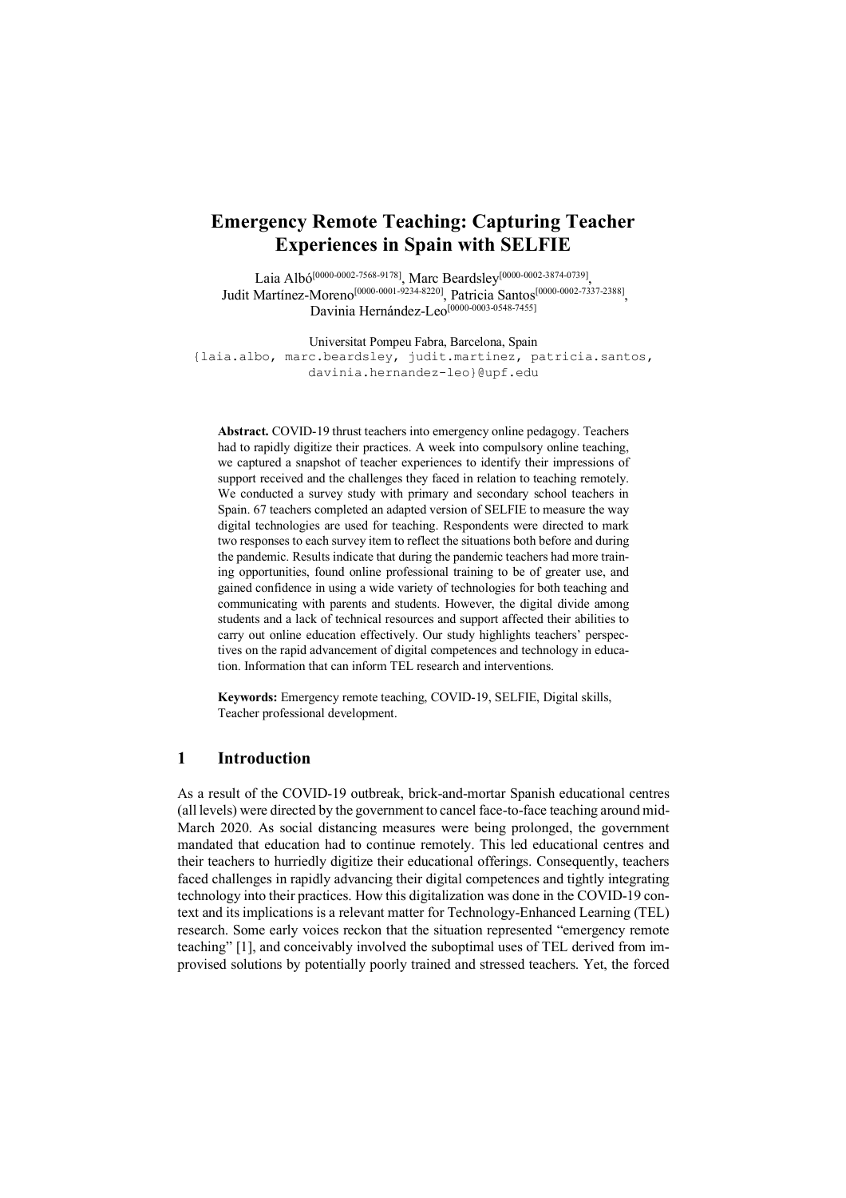# Emergency Remote Teaching: Capturing Teacher Experiences in Spain with SELFIE

Laia Albó[0000-0002-7568-9178], Marc Beardsley[0000-0002-3874-0739], Judit Martínez-Moreno[0000-0001-9234-8220], Patricia Santos[0000-0002-7337-2388], Davinia Hernández-Leo[0000-0003-0548-7455]

Universitat Pompeu Fabra, Barcelona, Spain
{laia.albo, marc.beardsley, judit.martinez, patricia.santos, davinia.hernandez-leo}@upf.edu

**Abstract.** COVID-19 thrust teachers into emergency online pedagogy. Teachers had to rapidly digitize their practices. A week into compulsory online teaching, we captured a snapshot of teacher experiences to identify their impressions of support received and the challenges they faced in relation to teaching remotely. We conducted a survey study with primary and secondary school teachers in Spain. 67 teachers completed an adapted version of SELFIE to measure the way digital technologies are used for teaching. Respondents were directed to mark two responses to each survey item to reflect the situations both before and during the pandemic. Results indicate that during the pandemic teachers had more training opportunities, found online professional training to be of greater use, and gained confidence in using a wide variety of technologies for both teaching and communicating with parents and students. However, the digital divide among students and a lack of technical resources and support affected their abilities to carry out online education effectively. Our study highlights teachers' perspectives on the rapid advancement of digital competences and technology in education. Information that can inform TEL research and interventions.

**Keywords:** Emergency remote teaching, COVID-19, SELFIE, Digital skills, Teacher professional development.

## 1 Introduction

As a result of the COVID-19 outbreak, brick-and-mortar Spanish educational centres (all levels) were directed by the government to cancel face-to-face teaching around mid-March 2020. As social distancing measures were being prolonged, the government mandated that education had to continue remotely. This led educational centres and their teachers to hurriedly digitize their educational offerings. Consequently, teachers faced challenges in rapidly advancing their digital competences and tightly integrating technology into their practices. How this digitalization was done in the COVID-19 context and its implications is a relevant matter for Technology-Enhanced Learning (TEL) research. Some early voices reckon that the situation represented "emergency remote teaching" [1], and conceivably involved the suboptimal uses of TEL derived from improvised solutions by potentially poorly trained and stressed teachers. Yet, the forced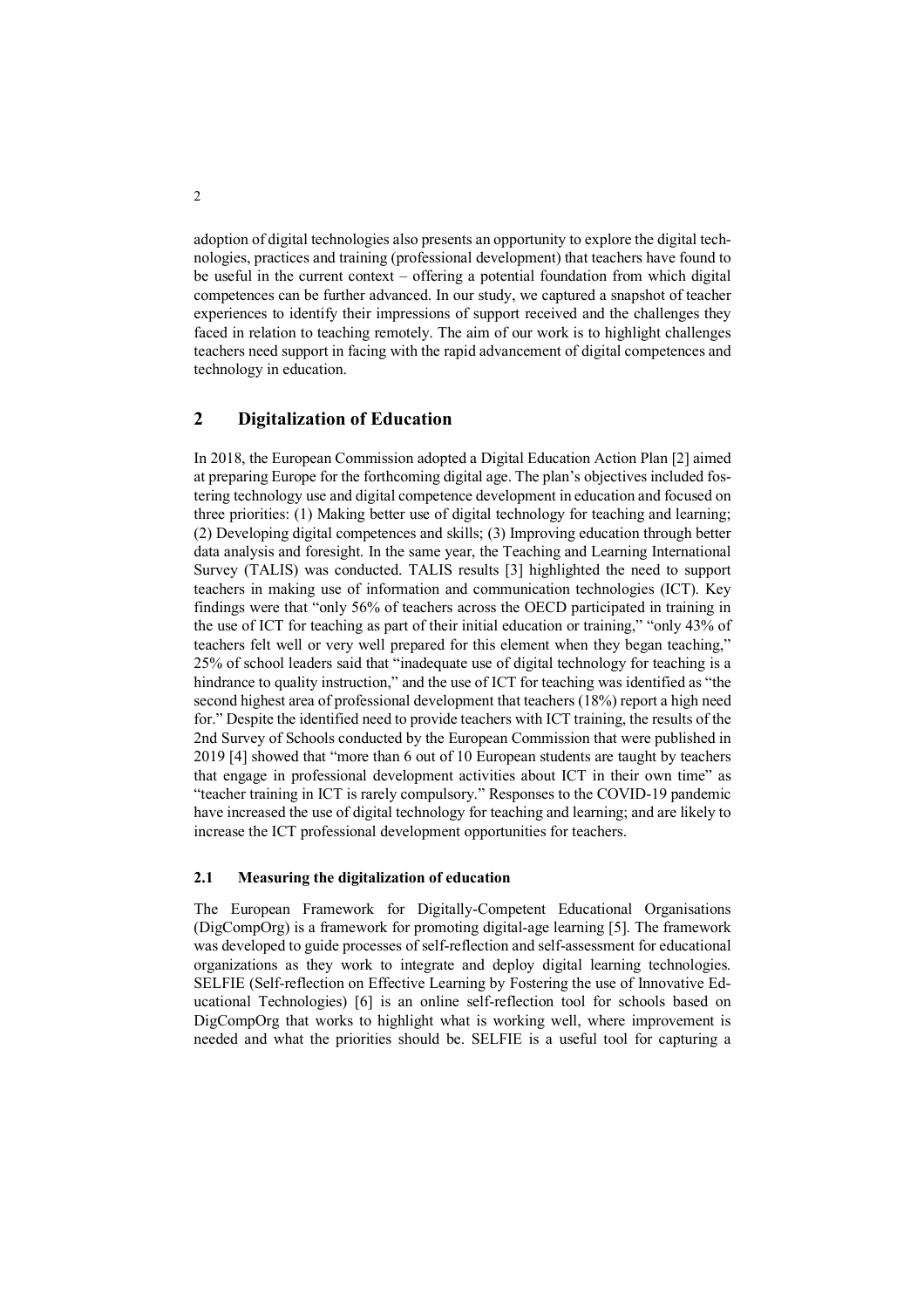adoption of digital technologies also presents an opportunity to explore the digital technologies, practices and training (professional development) that teachers have found to be useful in the current context – offering a potential foundation from which digital competences can be further advanced. In our study, we captured a snapshot of teacher experiences to identify their impressions of support received and the challenges they faced in relation to teaching remotely. The aim of our work is to highlight challenges teachers need support in facing with the rapid advancement of digital competences and technology in education.

## 2 Digitalization of Education

In 2018, the European Commission adopted a Digital Education Action Plan [2] aimed at preparing Europe for the forthcoming digital age. The plan's objectives included fostering technology use and digital competence development in education and focused on three priorities: (1) Making better use of digital technology for teaching and learning; (2) Developing digital competences and skills; (3) Improving education through better data analysis and foresight. In the same year, the Teaching and Learning International Survey (TALIS) was conducted. TALIS results [3] highlighted the need to support teachers in making use of information and communication technologies (ICT). Key findings were that "only 56% of teachers across the OECD participated in training in the use of ICT for teaching as part of their initial education or training," "only 43% of teachers felt well or very well prepared for this element when they began teaching," 25% of school leaders said that "inadequate use of digital technology for teaching is a hindrance to quality instruction," and the use of ICT for teaching was identified as "the second highest area of professional development that teachers (18%) report a high need for." Despite the identified need to provide teachers with ICT training, the results of the 2nd Survey of Schools conducted by the European Commission that were published in 2019 [4] showed that "more than 6 out of 10 European students are taught by teachers that engage in professional development activities about ICT in their own time" as "teacher training in ICT is rarely compulsory." Responses to the COVID-19 pandemic have increased the use of digital technology for teaching and learning; and are likely to increase the ICT professional development opportunities for teachers.

### 2.1 Measuring the digitalization of education

The European Framework for Digitally-Competent Educational Organisations (DigCompOrg) is a framework for promoting digital-age learning [5]. The framework was developed to guide processes of self-reflection and self-assessment for educational organizations as they work to integrate and deploy digital learning technologies. SELFIE (Self-reflection on Effective Learning by Fostering the use of Innovative Educational Technologies) [6] is an online self-reflection tool for schools based on DigCompOrg that works to highlight what is working well, where improvement is needed and what the priorities should be. SELFIE is a useful tool for capturing a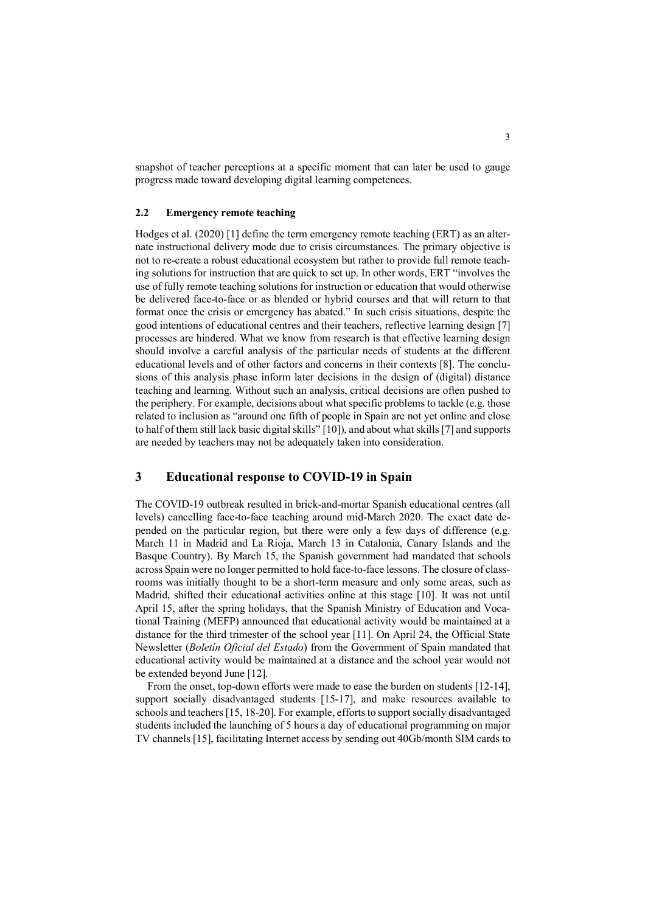snapshot of teacher perceptions at a specific moment that can later be used to gauge progress made toward developing digital learning competences.

### 2.2 Emergency remote teaching

Hodges et al. (2020) [1] define the term emergency remote teaching (ERT) as an alternate instructional delivery mode due to crisis circumstances. The primary objective is not to re-create a robust educational ecosystem but rather to provide full remote teaching solutions for instruction that are quick to set up. In other words, ERT "involves the use of fully remote teaching solutions for instruction or education that would otherwise be delivered face-to-face or as blended or hybrid courses and that will return to that format once the crisis or emergency has abated." In such crisis situations, despite the good intentions of educational centres and their teachers, reflective learning design [7] processes are hindered. What we know from research is that effective learning design should involve a careful analysis of the particular needs of students at the different educational levels and of other factors and concerns in their contexts [8]. The conclusions of this analysis phase inform later decisions in the design of (digital) distance teaching and learning. Without such an analysis, critical decisions are often pushed to the periphery. For example, decisions about what specific problems to tackle (e.g. those related to inclusion as "around one fifth of people in Spain are not yet online and close to half of them still lack basic digital skills" [10]), and about what skills [7] and supports are needed by teachers may not be adequately taken into consideration.

## 3 Educational response to COVID-19 in Spain

The COVID-19 outbreak resulted in brick-and-mortar Spanish educational centres (all levels) cancelling face-to-face teaching around mid-March 2020. The exact date depended on the particular region, but there were only a few days of difference (e.g. March 11 in Madrid and La Rioja, March 13 in Catalonia, Canary Islands and the Basque Country). By March 15, the Spanish government had mandated that schools across Spain were no longer permitted to hold face-to-face lessons. The closure of classrooms was initially thought to be a short-term measure and only some areas, such as Madrid, shifted their educational activities online at this stage [10]. It was not until April 15, after the spring holidays, that the Spanish Ministry of Education and Vocational Training (MEFP) announced that educational activity would be maintained at a distance for the third trimester of the school year [11]. On April 24, the Official State Newsletter (*Boletín Oficial del Estado*) from the Government of Spain mandated that educational activity would be maintained at a distance and the school year would not be extended beyond June [12].

From the onset, top-down efforts were made to ease the burden on students [12-14], support socially disadvantaged students [15-17], and make resources available to schools and teachers [15, 18-20]. For example, efforts to support socially disadvantaged students included the launching of 5 hours a day of educational programming on major TV channels [15], facilitating Internet access by sending out 40Gb/month SIM cards to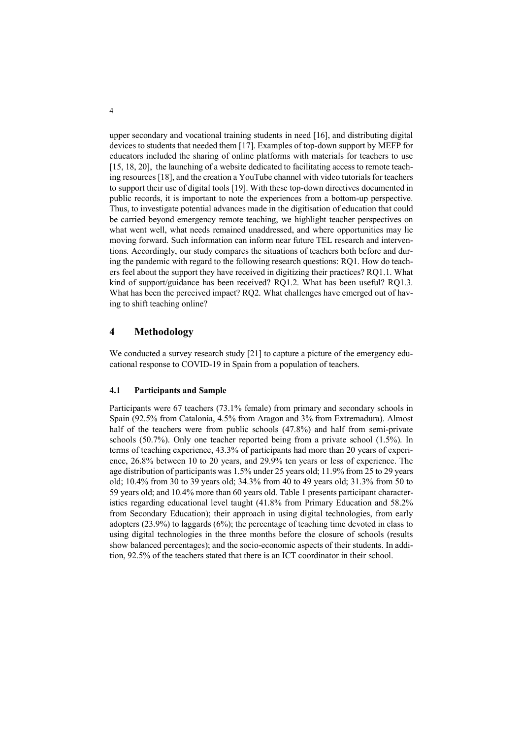upper secondary and vocational training students in need [16], and distributing digital devices to students that needed them [17]. Examples of top-down support by MEFP for educators included the sharing of online platforms with materials for teachers to use [15, 18, 20], the launching of a website dedicated to facilitating access to remote teaching resources [18], and the creation a YouTube channel with video tutorials for teachers to support their use of digital tools [19]. With these top-down directives documented in public records, it is important to note the experiences from a bottom-up perspective. Thus, to investigate potential advances made in the digitisation of education that could be carried beyond emergency remote teaching, we highlight teacher perspectives on what went well, what needs remained unaddressed, and where opportunities may lie moving forward. Such information can inform near future TEL research and interventions. Accordingly, our study compares the situations of teachers both before and during the pandemic with regard to the following research questions: RQ1. How do teachers feel about the support they have received in digitizing their practices? RQ1.1. What kind of support/guidance has been received? RQ1.2. What has been useful? RQ1.3. What has been the perceived impact? RQ2. What challenges have emerged out of having to shift teaching online?

## 4 Methodology

We conducted a survey research study [21] to capture a picture of the emergency educational response to COVID-19 in Spain from a population of teachers.

### 4.1 Participants and Sample

Participants were 67 teachers (73.1% female) from primary and secondary schools in Spain (92.5% from Catalonia, 4.5% from Aragon and 3% from Extremadura). Almost half of the teachers were from public schools (47.8%) and half from semi-private schools (50.7%). Only one teacher reported being from a private school (1.5%). In terms of teaching experience, 43.3% of participants had more than 20 years of experience, 26.8% between 10 to 20 years, and 29.9% ten years or less of experience. The age distribution of participants was 1.5% under 25 years old; 11.9% from 25 to 29 years old; 10.4% from 30 to 39 years old; 34.3% from 40 to 49 years old; 31.3% from 50 to 59 years old; and 10.4% more than 60 years old. Table 1 presents participant characteristics regarding educational level taught (41.8% from Primary Education and 58.2% from Secondary Education); their approach in using digital technologies, from early adopters (23.9%) to laggards (6%); the percentage of teaching time devoted in class to using digital technologies in the three months before the closure of schools (results show balanced percentages); and the socio-economic aspects of their students. In addition, 92.5% of the teachers stated that there is an ICT coordinator in their school.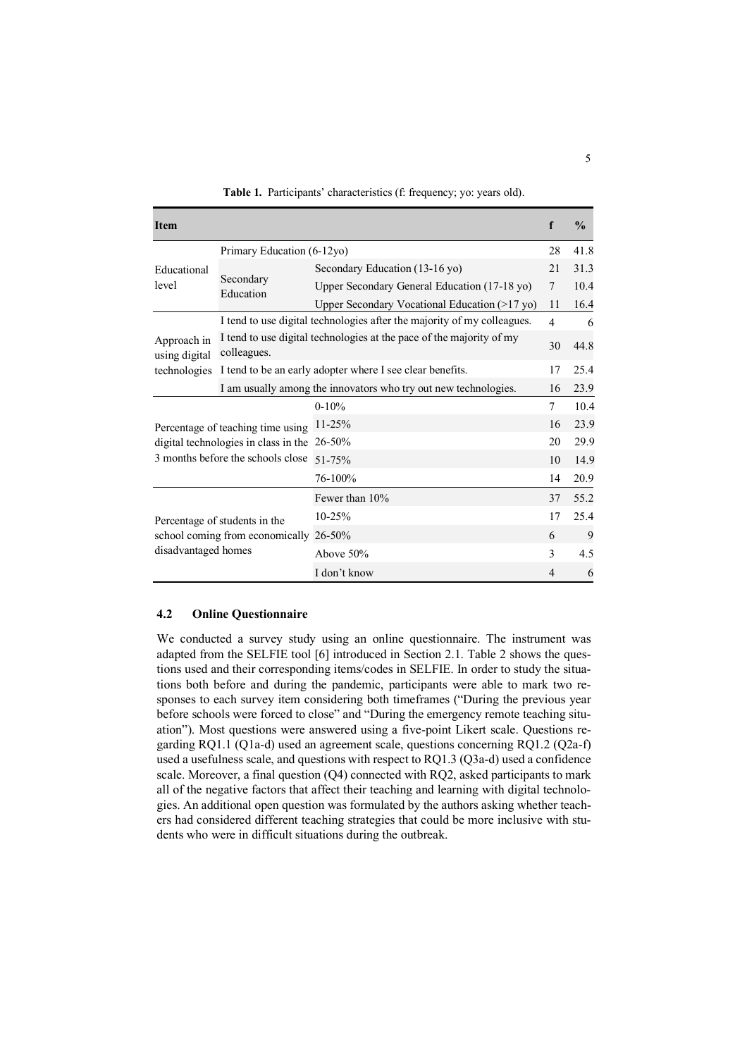**Table 1.** Participants' characteristics (f: frequency; yo: years old).

| Item | | | f | % |
|---|---|---|---|---|
| Educational level | Primary Education (6-12yo) | | 28 | 41.8 |
| | Secondary Education | Secondary Education (13-16 yo) | 21 | 31.3 |
| | | Upper Secondary General Education (17-18 yo) | 7 | 10.4 |
| | | Upper Secondary Vocational Education (>17 yo) | 11 | 16.4 |
| Approach in using digital technologies | I tend to use digital technologies after the majority of my colleagues. | | 4 | 6 |
| | I tend to use digital technologies at the pace of the majority of my colleagues. | | 30 | 44.8 |
| | I tend to be an early adopter where I see clear benefits. | | 17 | 25.4 |
| | I am usually among the innovators who try out new technologies. | | 16 | 23.9 |
| Percentage of teaching time using digital technologies in class in the 3 months before the schools close | | 0-10% | 7 | 10.4 |
| | | 11-25% | 16 | 23.9 |
| | | 26-50% | 20 | 29.9 |
| | | 51-75% | 10 | 14.9 |
| | | 76-100% | 14 | 20.9 |
| Percentage of students in the school coming from economically disadvantaged homes | | Fewer than 10% | 37 | 55.2 |
| | | 10-25% | 17 | 25.4 |
| | | 26-50% | 6 | 9 |
| | | Above 50% | 3 | 4.5 |
| | | I don't know | 4 | 6 |

### 4.2 Online Questionnaire

We conducted a survey study using an online questionnaire. The instrument was adapted from the SELFIE tool [6] introduced in Section 2.1. Table 2 shows the questions used and their corresponding items/codes in SELFIE. In order to study the situations both before and during the pandemic, participants were able to mark two responses to each survey item considering both timeframes ("During the previous year before schools were forced to close" and "During the emergency remote teaching situation"). Most questions were answered using a five-point Likert scale. Questions regarding RQ1.1 (Q1a-d) used an agreement scale, questions concerning RQ1.2 (Q2a-f) used a usefulness scale, and questions with respect to RQ1.3 (Q3a-d) used a confidence scale. Moreover, a final question (Q4) connected with RQ2, asked participants to mark all of the negative factors that affect their teaching and learning with digital technologies. An additional open question was formulated by the authors asking whether teachers had considered different teaching strategies that could be more inclusive with students who were in difficult situations during the outbreak.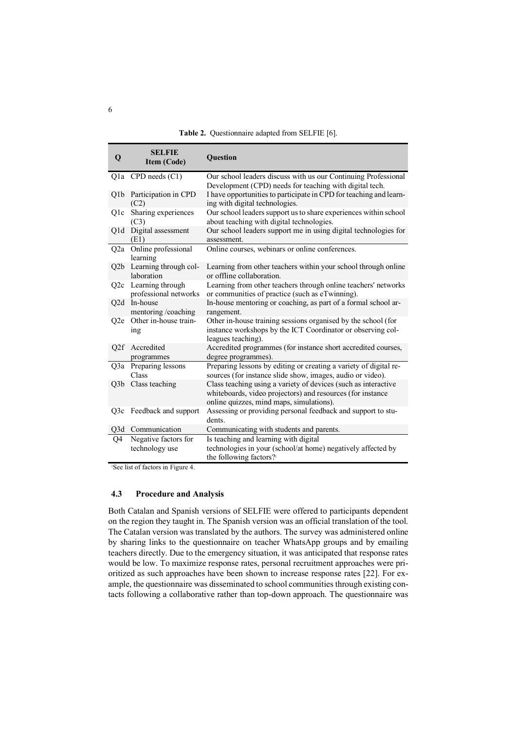**Table 2.** Questionnaire adapted from SELFIE [6].

| Q | SELFIE Item (Code) | Question |
|---|---|---|
| Q1a | CPD needs (C1) | Our school leaders discuss with us our Continuing Professional Development (CPD) needs for teaching with digital tech. |
| Q1b | Participation in CPD (C2) | I have opportunities to participate in CPD for teaching and learning with digital technologies. |
| Q1c | Sharing experiences (C3) | Our school leaders support us to share experiences within school about teaching with digital technologies. |
| Q1d | Digital assessment (E1) | Our school leaders support me in using digital technologies for assessment. |
| Q2a | Online professional learning | Online courses, webinars or online conferences. |
| Q2b | Learning through collaboration | Learning from other teachers within your school through online or offline collaboration. |
| Q2c | Learning through professional networks | Learning from other teachers through online teachers' networks or communities of practice (such as eTwinning). |
| Q2d | In-house mentoring /coaching | In-house mentoring or coaching, as part of a formal school arrangement. |
| Q2e | Other in-house training | Other in-house training sessions organised by the school (for instance workshops by the ICT Coordinator or observing colleagues teaching). |
| Q2f | Accredited programmes | Accredited programmes (for instance short accredited courses, degree programmes). |
| Q3a | Preparing lessons Class | Preparing lessons by editing or creating a variety of digital resources (for instance slide show, images, audio or video). |
| Q3b | Class teaching | Class teaching using a variety of devices (such as interactive whiteboards, video projectors) and resources (for instance online quizzes, mind maps, simulations). |
| Q3c | Feedback and support | Assessing or providing personal feedback and support to students. |
| Q3d | Communication | Communicating with students and parents. |
| Q4 | Negative factors for technology use | Is teaching and learning with digital technologies in your (school/at home) negatively affected by the following factors?[1] |

[1]See list of factors in Figure 4.

### 4.3 Procedure and Analysis

Both Catalan and Spanish versions of SELFIE were offered to participants dependent on the region they taught in. The Spanish version was an official translation of the tool. The Catalan version was translated by the authors. The survey was administered online by sharing links to the questionnaire on teacher WhatsApp groups and by emailing teachers directly. Due to the emergency situation, it was anticipated that response rates would be low. To maximize response rates, personal recruitment approaches were prioritized as such approaches have been shown to increase response rates [22]. For example, the questionnaire was disseminated to school communities through existing contacts following a collaborative rather than top-down approach. The questionnaire was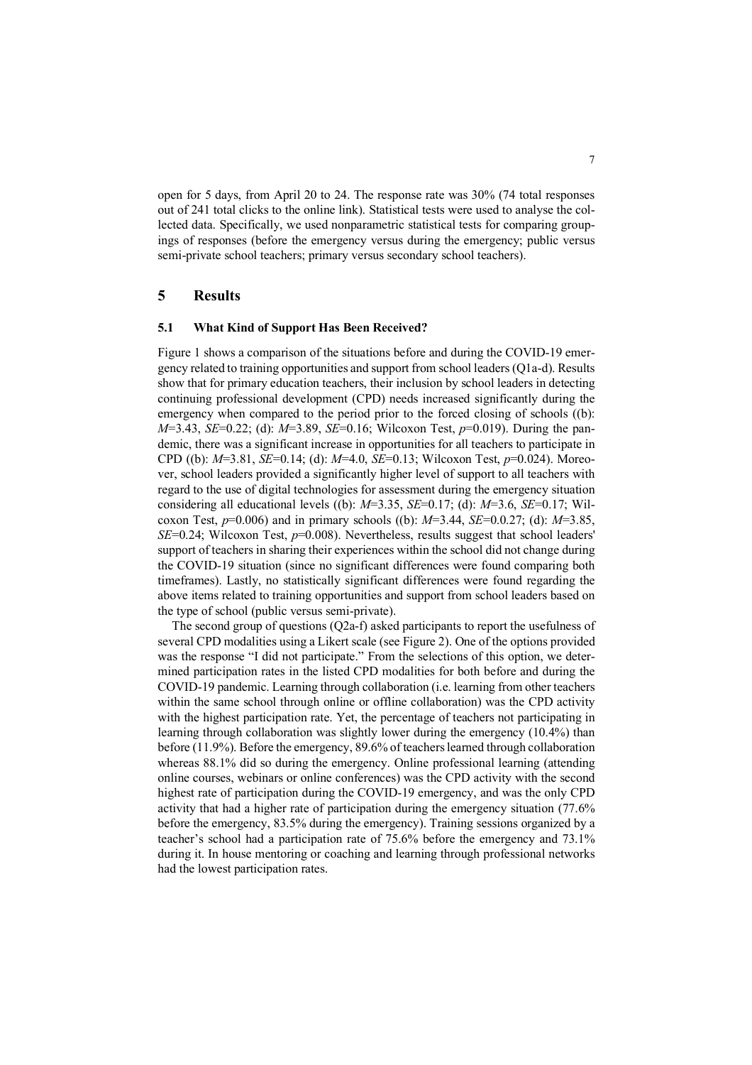open for 5 days, from April 20 to 24. The response rate was 30% (74 total responses out of 241 total clicks to the online link). Statistical tests were used to analyse the collected data. Specifically, we used nonparametric statistical tests for comparing groupings of responses (before the emergency versus during the emergency; public versus semi-private school teachers; primary versus secondary school teachers).

## 5 Results

### 5.1 What Kind of Support Has Been Received?

Figure 1 shows a comparison of the situations before and during the COVID-19 emergency related to training opportunities and support from school leaders (Q1a-d). Results show that for primary education teachers, their inclusion by school leaders in detecting continuing professional development (CPD) needs increased significantly during the emergency when compared to the period prior to the forced closing of schools ((b): $M$=3.43, $SE$=0.22; (d): $M$=3.89, $SE$=0.16; Wilcoxon Test, $p$=0.019). During the pandemic, there was a significant increase in opportunities for all teachers to participate in CPD ((b): $M$=3.81, $SE$=0.14; (d): $M$=4.0, $SE$=0.13; Wilcoxon Test, $p$=0.024). Moreover, school leaders provided a significantly higher level of support to all teachers with regard to the use of digital technologies for assessment during the emergency situation considering all educational levels ((b): $M$=3.35, $SE$=0.17; (d): $M$=3.6, $SE$=0.17; Wilcoxon Test, $p$=0.006) and in primary schools ((b): $M$=3.44, $SE$=0.0.27; (d): $M$=3.85, $SE$=0.24; Wilcoxon Test, $p$=0.008). Nevertheless, results suggest that school leaders' support of teachers in sharing their experiences within the school did not change during the COVID-19 situation (since no significant differences were found comparing both timeframes). Lastly, no statistically significant differences were found regarding the above items related to training opportunities and support from school leaders based on the type of school (public versus semi-private).

The second group of questions (Q2a-f) asked participants to report the usefulness of several CPD modalities using a Likert scale (see Figure 2). One of the options provided was the response "I did not participate." From the selections of this option, we determined participation rates in the listed CPD modalities for both before and during the COVID-19 pandemic. Learning through collaboration (i.e. learning from other teachers within the same school through online or offline collaboration) was the CPD activity with the highest participation rate. Yet, the percentage of teachers not participating in learning through collaboration was slightly lower during the emergency (10.4%) than before (11.9%). Before the emergency, 89.6% of teachers learned through collaboration whereas 88.1% did so during the emergency. Online professional learning (attending online courses, webinars or online conferences) was the CPD activity with the second highest rate of participation during the COVID-19 emergency, and was the only CPD activity that had a higher rate of participation during the emergency situation (77.6% before the emergency, 83.5% during the emergency). Training sessions organized by a teacher's school had a participation rate of 75.6% before the emergency and 73.1% during it. In house mentoring or coaching and learning through professional networks had the lowest participation rates.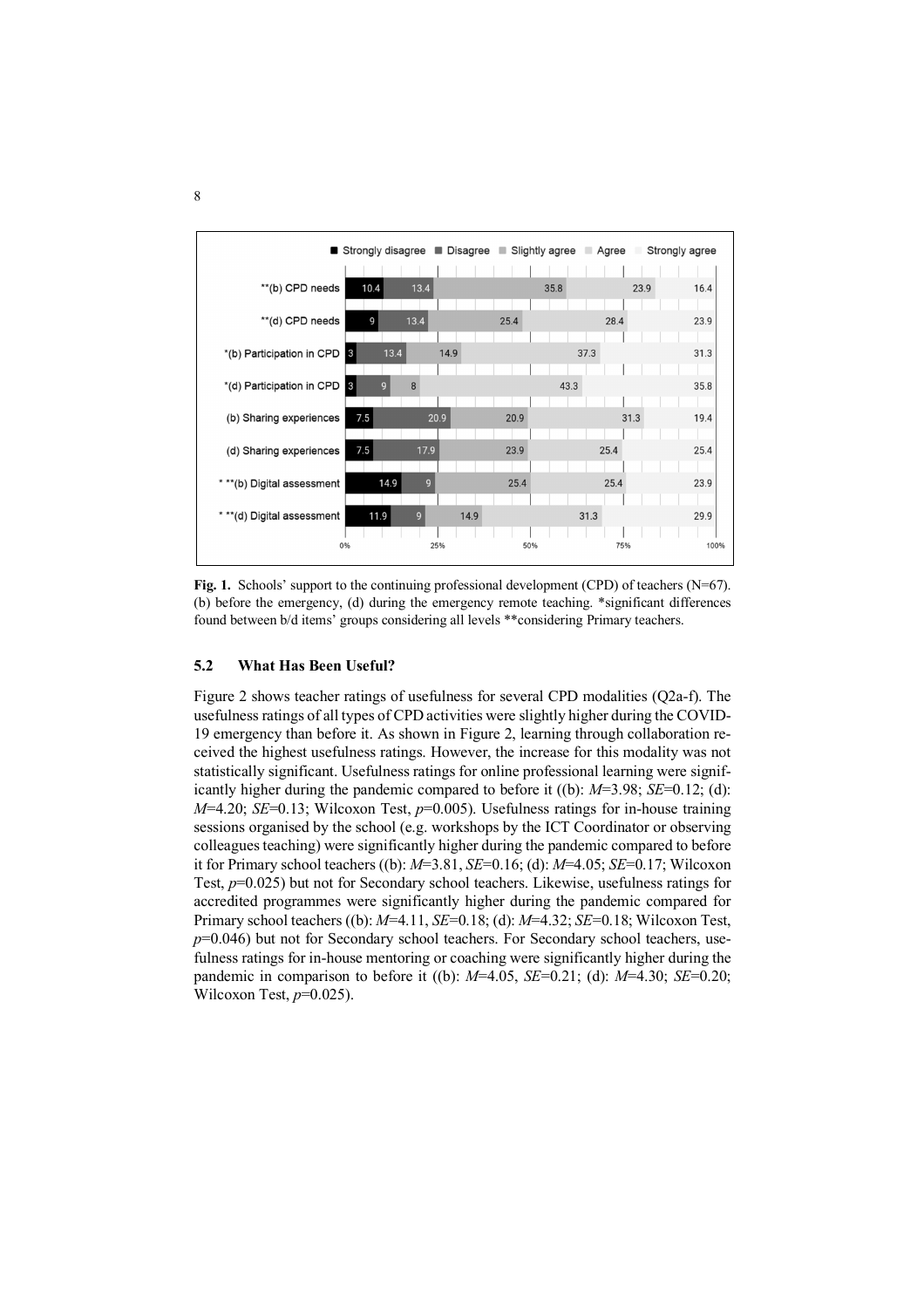| | Strongly disagree | Disagree | Slightly agree | Agree | Strongly agree |
|---|---|---|---|---|---|
| **(b) CPD needs | 10.4 | 13.4 | 35.8 | 23.9 | 16.4 |
| **(d) CPD needs | 9 | 13.4 | 25.4 | 28.4 | 23.9 |
| *(b) Participation in CPD | 3 | 13.4 | 14.9 | 37.3 | 31.3 |
| *(d) Participation in CPD | 3 | 9 | 8 | 43.3 | 35.8 |
| (b) Sharing experiences | 7.5 | 20.9 | 20.9 | 31.3 | 19.4 |
| (d) Sharing experiences | 7.5 | 17.9 | 23.9 | 25.4 | 25.4 |
| * **(b) Digital assessment | 14.9 | 9 | 25.4 | 25.4 | 23.9 |
| * **(d) Digital assessment | 11.9 | 9 | 14.9 | 31.3 | 29.9 |

**Fig. 1.** Schools' support to the continuing professional development (CPD) of teachers (N=67). (b) before the emergency, (d) during the emergency remote teaching. *significant differences found between b/d items' groups considering all levels **considering Primary teachers.

### 5.2 What Has Been Useful?

Figure 2 shows teacher ratings of usefulness for several CPD modalities (Q2a-f). The usefulness ratings of all types of CPD activities were slightly higher during the COVID-19 emergency than before it. As shown in Figure 2, learning through collaboration received the highest usefulness ratings. However, the increase for this modality was not statistically significant. Usefulness ratings for online professional learning were significantly higher during the pandemic compared to before it ((b): $M$=3.98; $SE$=0.12; (d): $M$=4.20; $SE$=0.13; Wilcoxon Test, $p$=0.005). Usefulness ratings for in-house training sessions organised by the school (e.g. workshops by the ICT Coordinator or observing colleagues teaching) were significantly higher during the pandemic compared to before it for Primary school teachers ((b): $M$=3.81, $SE$=0.16; (d): $M$=4.05; $SE$=0.17; Wilcoxon Test, $p$=0.025) but not for Secondary school teachers. Likewise, usefulness ratings for accredited programmes were significantly higher during the pandemic compared for Primary school teachers ((b): $M$=4.11, $SE$=0.18; (d): $M$=4.32; $SE$=0.18; Wilcoxon Test, $p$=0.046) but not for Secondary school teachers. For Secondary school teachers, usefulness ratings for in-house mentoring or coaching were significantly higher during the pandemic in comparison to before it ((b): $M$=4.05, $SE$=0.21; (d): $M$=4.30; $SE$=0.20; Wilcoxon Test, $p$=0.025).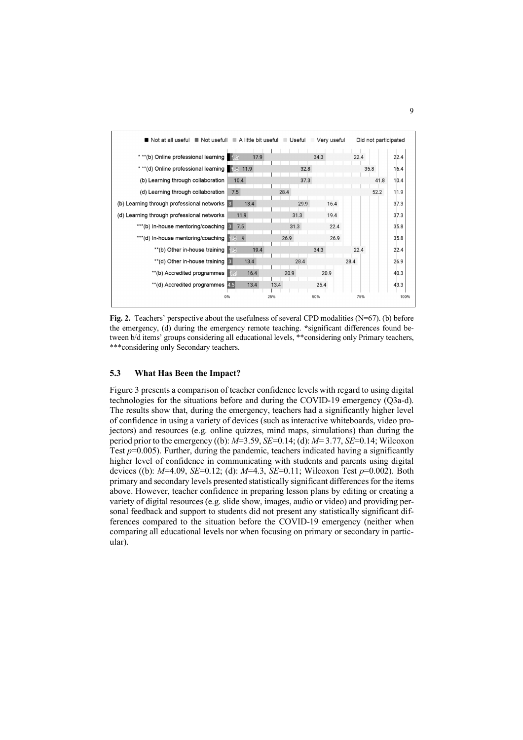**Fig. 2.** Teachers' perspective about the usefulness of several CPD modalities (N=67). (b) before the emergency, (d) during the emergency remote teaching. *significant differences found between b/d items' groups considering all educational levels, **considering only Primary teachers, ***considering only Secondary teachers.

### 5.3 What Has Been the Impact?

Figure 3 presents a comparison of teacher confidence levels with regard to using digital technologies for the situations before and during the COVID-19 emergency (Q3a-d). The results show that, during the emergency, teachers had a significantly higher level of confidence in using a variety of devices (such as interactive whiteboards, video projectors) and resources (e.g. online quizzes, mind maps, simulations) than during the period prior to the emergency ((b): $M$=3.59, $SE$=0.14; (d): $M$= 3.77, $SE$=0.14; Wilcoxon Test $p$=0.005). Further, during the pandemic, teachers indicated having a significantly higher level of confidence in communicating with students and parents using digital devices ((b): $M$=4.09, $SE$=0.12; (d): $M$=4.3, $SE$=0.11; Wilcoxon Test $p$=0.002). Both primary and secondary levels presented statistically significant differences for the items above. However, teacher confidence in preparing lesson plans by editing or creating a variety of digital resources (e.g. slide show, images, audio or video) and providing personal feedback and support to students did not present any statistically significant differences compared to the situation before the COVID-19 emergency (neither when comparing all educational levels nor when focusing on primary or secondary in particular).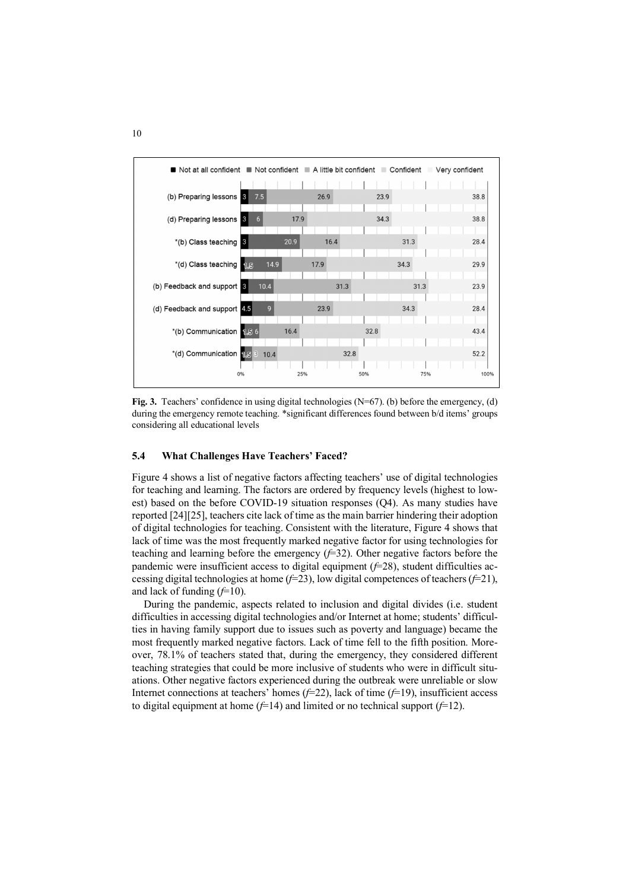**Fig. 3.** Teachers' confidence in using digital technologies (N=67). (b) before the emergency, (d) during the emergency remote teaching. *significant differences found between b/d items' groups considering all educational levels

### 5.4 What Challenges Have Teachers' Faced?

Figure 4 shows a list of negative factors affecting teachers' use of digital technologies for teaching and learning. The factors are ordered by frequency levels (highest to lowest) based on the before COVID-19 situation responses (Q4). As many studies have reported [24][25], teachers cite lack of time as the main barrier hindering their adoption of digital technologies for teaching. Consistent with the literature, Figure 4 shows that lack of time was the most frequently marked negative factor for using technologies for teaching and learning before the emergency (*f*=32). Other negative factors before the pandemic were insufficient access to digital equipment (*f*=28), student difficulties accessing digital technologies at home (*f*=23), low digital competences of teachers (*f*=21), and lack of funding (*f*=10).

During the pandemic, aspects related to inclusion and digital divides (i.e. student difficulties in accessing digital technologies and/or Internet at home; students' difficulties in having family support due to issues such as poverty and language) became the most frequently marked negative factors. Lack of time fell to the fifth position. Moreover, 78.1% of teachers stated that, during the emergency, they considered different teaching strategies that could be more inclusive of students who were in difficult situations. Other negative factors experienced during the outbreak were unreliable or slow Internet connections at teachers' homes (*f*=22), lack of time (*f*=19), insufficient access to digital equipment at home (*f*=14) and limited or no technical support (*f*=12).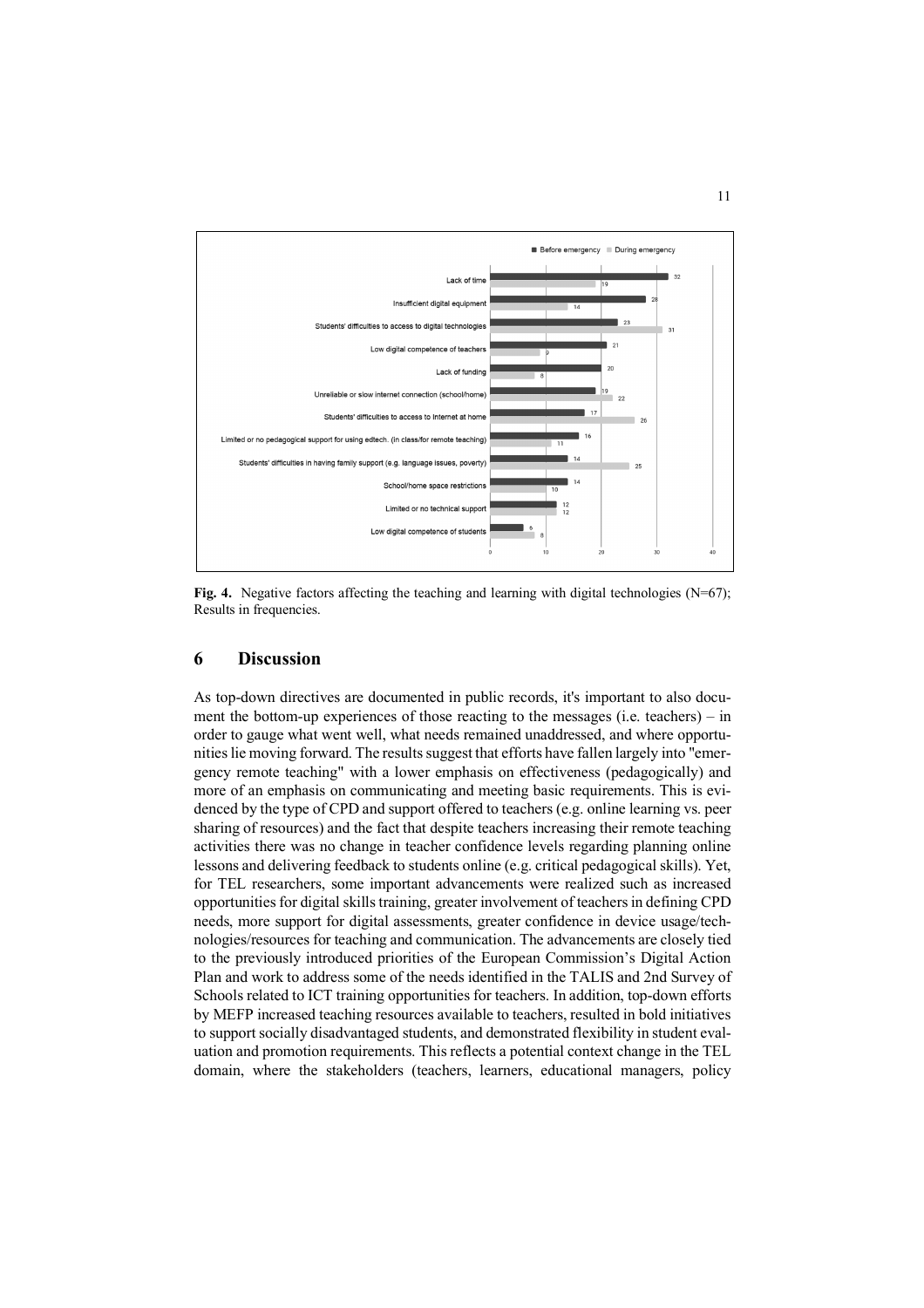**Fig. 4.** Negative factors affecting the teaching and learning with digital technologies (N=67); Results in frequencies.

## 6 Discussion

As top-down directives are documented in public records, it's important to also document the bottom-up experiences of those reacting to the messages (i.e. teachers) – in order to gauge what went well, what needs remained unaddressed, and where opportunities lie moving forward. The results suggest that efforts have fallen largely into "emergency remote teaching" with a lower emphasis on effectiveness (pedagogically) and more of an emphasis on communicating and meeting basic requirements. This is evidenced by the type of CPD and support offered to teachers (e.g. online learning vs. peer sharing of resources) and the fact that despite teachers increasing their remote teaching activities there was no change in teacher confidence levels regarding planning online lessons and delivering feedback to students online (e.g. critical pedagogical skills). Yet, for TEL researchers, some important advancements were realized such as increased opportunities for digital skills training, greater involvement of teachers in defining CPD needs, more support for digital assessments, greater confidence in device usage/technologies/resources for teaching and communication. The advancements are closely tied to the previously introduced priorities of the European Commission's Digital Action Plan and work to address some of the needs identified in the TALIS and 2nd Survey of Schools related to ICT training opportunities for teachers. In addition, top-down efforts by MEFP increased teaching resources available to teachers, resulted in bold initiatives to support socially disadvantaged students, and demonstrated flexibility in student evaluation and promotion requirements. This reflects a potential context change in the TEL domain, where the stakeholders (teachers, learners, educational managers, policy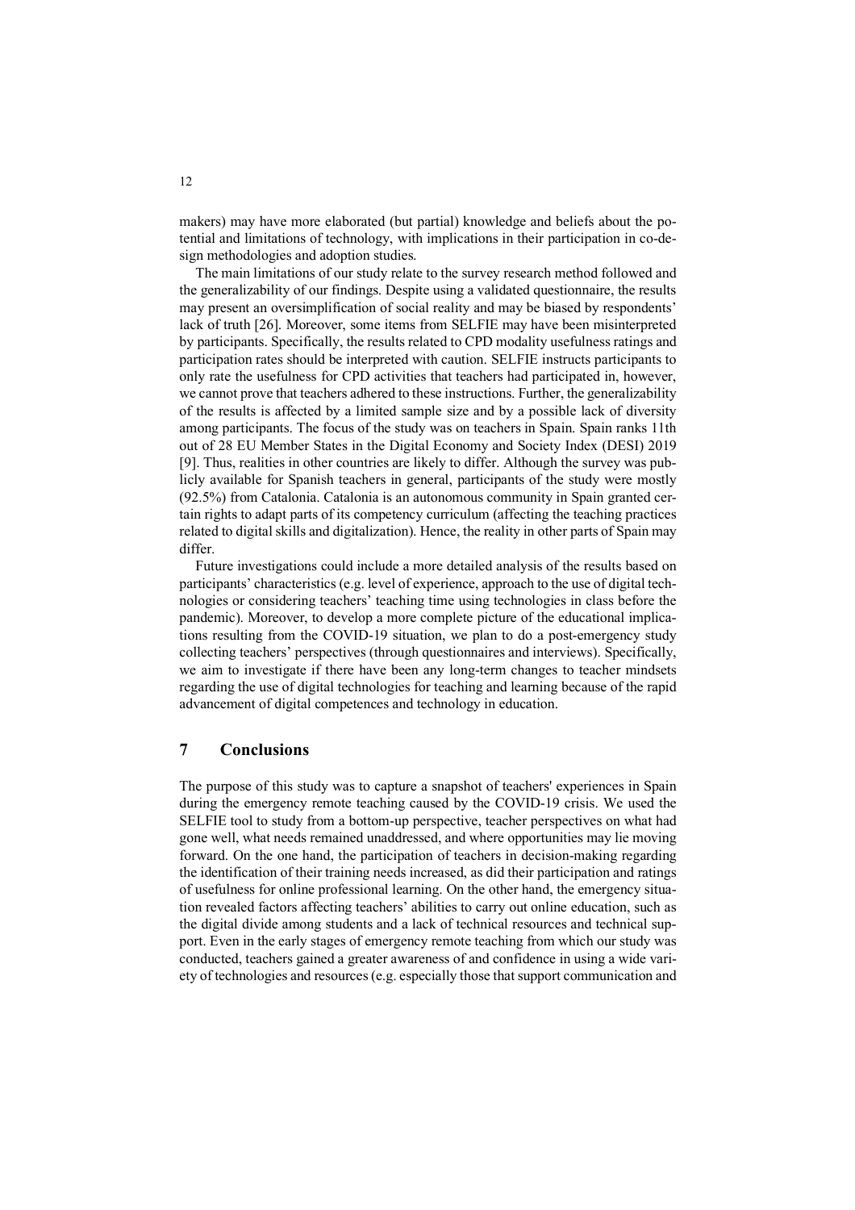makers) may have more elaborated (but partial) knowledge and beliefs about the potential and limitations of technology, with implications in their participation in co-design methodologies and adoption studies.

The main limitations of our study relate to the survey research method followed and the generalizability of our findings. Despite using a validated questionnaire, the results may present an oversimplification of social reality and may be biased by respondents' lack of truth [26]. Moreover, some items from SELFIE may have been misinterpreted by participants. Specifically, the results related to CPD modality usefulness ratings and participation rates should be interpreted with caution. SELFIE instructs participants to only rate the usefulness for CPD activities that teachers had participated in, however, we cannot prove that teachers adhered to these instructions. Further, the generalizability of the results is affected by a limited sample size and by a possible lack of diversity among participants. The focus of the study was on teachers in Spain. Spain ranks 11th out of 28 EU Member States in the Digital Economy and Society Index (DESI) 2019 [9]. Thus, realities in other countries are likely to differ. Although the survey was publicly available for Spanish teachers in general, participants of the study were mostly (92.5%) from Catalonia. Catalonia is an autonomous community in Spain granted certain rights to adapt parts of its competency curriculum (affecting the teaching practices related to digital skills and digitalization). Hence, the reality in other parts of Spain may differ.

Future investigations could include a more detailed analysis of the results based on participants' characteristics (e.g. level of experience, approach to the use of digital technologies or considering teachers' teaching time using technologies in class before the pandemic). Moreover, to develop a more complete picture of the educational implications resulting from the COVID-19 situation, we plan to do a post-emergency study collecting teachers' perspectives (through questionnaires and interviews). Specifically, we aim to investigate if there have been any long-term changes to teacher mindsets regarding the use of digital technologies for teaching and learning because of the rapid advancement of digital competences and technology in education.

## 7 Conclusions

The purpose of this study was to capture a snapshot of teachers' experiences in Spain during the emergency remote teaching caused by the COVID-19 crisis. We used the SELFIE tool to study from a bottom-up perspective, teacher perspectives on what had gone well, what needs remained unaddressed, and where opportunities may lie moving forward. On the one hand, the participation of teachers in decision-making regarding the identification of their training needs increased, as did their participation and ratings of usefulness for online professional learning. On the other hand, the emergency situation revealed factors affecting teachers' abilities to carry out online education, such as the digital divide among students and a lack of technical resources and technical support. Even in the early stages of emergency remote teaching from which our study was conducted, teachers gained a greater awareness of and confidence in using a wide variety of technologies and resources (e.g. especially those that support communication and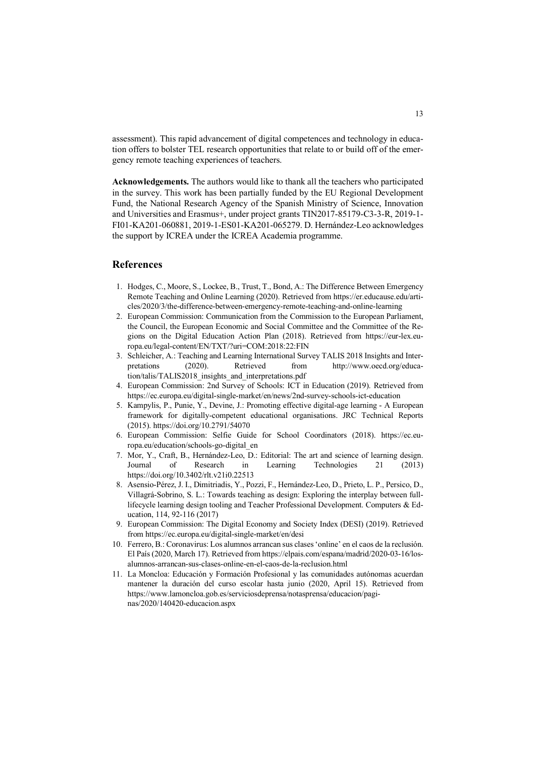assessment). This rapid advancement of digital competences and technology in education offers to bolster TEL research opportunities that relate to or build off of the emergency remote teaching experiences of teachers.

**Acknowledgements.** The authors would like to thank all the teachers who participated in the survey. This work has been partially funded by the EU Regional Development Fund, the National Research Agency of the Spanish Ministry of Science, Innovation and Universities and Erasmus+, under project grants TIN2017-85179-C3-3-R, 2019-1-FI01-KA201-060881, 2019-1-ES01-KA201-065279. D. Hernández-Leo acknowledges the support by ICREA under the ICREA Academia programme.

## References

1. Hodges, C., Moore, S., Lockee, B., Trust, T., Bond, A.: The Difference Between Emergency Remote Teaching and Online Learning (2020). Retrieved from https://er.educause.edu/articles/2020/3/the-difference-between-emergency-remote-teaching-and-online-learning
2. European Commission: Communication from the Commission to the European Parliament, the Council, the European Economic and Social Committee and the Committee of the Regions on the Digital Education Action Plan (2018). Retrieved from https://eur-lex.europa.eu/legal-content/EN/TXT/?uri=COM:2018:22:FIN
3. Schleicher, A.: Teaching and Learning International Survey TALIS 2018 Insights and Interpretations (2020). Retrieved from http://www.oecd.org/education/talis/TALIS2018_insights_and_interpretations.pdf
4. European Commission: 2nd Survey of Schools: ICT in Education (2019). Retrieved from https://ec.europa.eu/digital-single-market/en/news/2nd-survey-schools-ict-education
5. Kampylis, P., Punie, Y., Devine, J.: Promoting effective digital-age learning - A European framework for digitally-competent educational organisations. JRC Technical Reports (2015). https://doi.org/10.2791/54070
6. European Commission: Selfie Guide for School Coordinators (2018). https://ec.europa.eu/education/schools-go-digital_en
7. Mor, Y., Craft, B., Hernández-Leo, D.: Editorial: The art and science of learning design. Journal of Research in Learning Technologies 21 (2013) https://doi.org/10.3402/rlt.v21i0.22513
8. Asensio-Pérez, J. I., Dimitriadis, Y., Pozzi, F., Hernández-Leo, D., Prieto, L. P., Persico, D., Villagrá-Sobrino, S. L.: Towards teaching as design: Exploring the interplay between full-lifecycle learning design tooling and Teacher Professional Development. Computers & Education, 114, 92-116 (2017)
9. European Commission: The Digital Economy and Society Index (DESI) (2019). Retrieved from https://ec.europa.eu/digital-single-market/en/desi
10. Ferrero, B.: Coronavirus: Los alumnos arrancan sus clases 'online' en el caos de la reclusión. El País (2020, March 17). Retrieved from https://elpais.com/espana/madrid/2020-03-16/los-alumnos-arrancan-sus-clases-online-en-el-caos-de-la-reclusion.html
11. La Moncloa: Educación y Formación Profesional y las comunidades autónomas acuerdan mantener la duración del curso escolar hasta junio (2020, April 15). Retrieved from https://www.lamoncloa.gob.es/serviciosdeprensa/notasprensa/educacion/paginas/2020/140420-educacion.aspx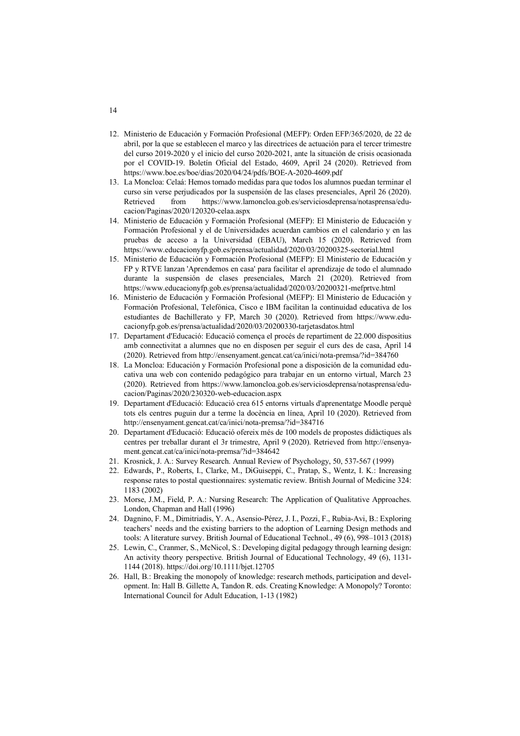12. Ministerio de Educación y Formación Profesional (MEFP): Orden EFP/365/2020, de 22 de abril, por la que se establecen el marco y las directrices de actuación para el tercer trimestre del curso 2019-2020 y el inicio del curso 2020-2021, ante la situación de crisis ocasionada por el COVID-19. Boletín Oficial del Estado, 4609, April 24 (2020). Retrieved from https://www.boe.es/boe/dias/2020/04/24/pdfs/BOE-A-2020-4609.pdf
13. La Moncloa: Celaá: Hemos tomado medidas para que todos los alumnos puedan terminar el curso sin verse perjudicados por la suspensión de las clases presenciales, April 26 (2020). Retrieved from https://www.lamoncloa.gob.es/serviciosdeprensa/notasprensa/educacion/Paginas/2020/120320-celaa.aspx
14. Ministerio de Educación y Formación Profesional (MEFP): El Ministerio de Educación y Formación Profesional y el de Universidades acuerdan cambios en el calendario y en las pruebas de acceso a la Universidad (EBAU), March 15 (2020). Retrieved from https://www.educacionyfp.gob.es/prensa/actualidad/2020/03/20200325-sectorial.html
15. Ministerio de Educación y Formación Profesional (MEFP): El Ministerio de Educación y FP y RTVE lanzan 'Aprendemos en casa' para facilitar el aprendizaje de todo el alumnado durante la suspensión de clases presenciales, March 21 (2020). Retrieved from https://www.educacionyfp.gob.es/prensa/actualidad/2020/03/20200321-mefprtve.html
16. Ministerio de Educación y Formación Profesional (MEFP): El Ministerio de Educación y Formación Profesional, Telefónica, Cisco e IBM facilitan la continuidad educativa de los estudiantes de Bachillerato y FP, March 30 (2020). Retrieved from https://www.educacionyfp.gob.es/prensa/actualidad/2020/03/20200330-tarjetasdatos.html
17. Departament d'Educació: Educació comença el procés de repartiment de 22.000 dispositius amb connectivitat a alumnes que no en disposen per seguir el curs des de casa, April 14 (2020). Retrieved from http://ensenyament.gencat.cat/ca/inici/nota-premsa/?id=384760
18. La Moncloa: Educación y Formación Profesional pone a disposición de la comunidad educativa una web con contenido pedagógico para trabajar en un entorno virtual, March 23 (2020). Retrieved from https://www.lamoncloa.gob.es/serviciosdeprensa/notasprensa/educacion/Paginas/2020/230320-web-educacion.aspx
19. Departament d'Educació: Educació crea 615 entorns virtuals d'aprenentatge Moodle perquè tots els centres puguin dur a terme la docència en línea, April 10 (2020). Retrieved from http://ensenyament.gencat.cat/ca/inici/nota-premsa/?id=384716
20. Departament d'Educació: Educació ofereix més de 100 models de propostes didàctiques als centres per treballar durant el 3r trimestre, April 9 (2020). Retrieved from http://ensenyament.gencat.cat/ca/inici/nota-premsa/?id=384642
21. Krosnick, J. A.: Survey Research. Annual Review of Psychology, 50, 537-567 (1999)
22. Edwards, P., Roberts, I., Clarke, M., DiGuiseppi, C., Pratap, S., Wentz, I. K.: Increasing response rates to postal questionnaires: systematic review. British Journal of Medicine 324: 1183 (2002)
23. Morse, J.M., Field, P. A.: Nursing Research: The Application of Qualitative Approaches. London, Chapman and Hall (1996)
24. Dagnino, F. M., Dimitriadis, Y. A., Asensio-Pérez, J. I., Pozzi, F., Rubia-Avi, B.: Exploring teachers' needs and the existing barriers to the adoption of Learning Design methods and tools: A literature survey. British Journal of Educational Technol., 49 (6), 998–1013 (2018)
25. Lewin, C., Cranmer, S., McNicol, S.: Developing digital pedagogy through learning design: An activity theory perspective. British Journal of Educational Technology, 49 (6), 1131-1144 (2018). https://doi.org/10.1111/bjet.12705
26. Hall, B.: Breaking the monopoly of knowledge: research methods, participation and development. In: Hall B. Gillette A, Tandon R. eds. Creating Knowledge: A Monopoly? Toronto: International Council for Adult Education, 1-13 (1982)